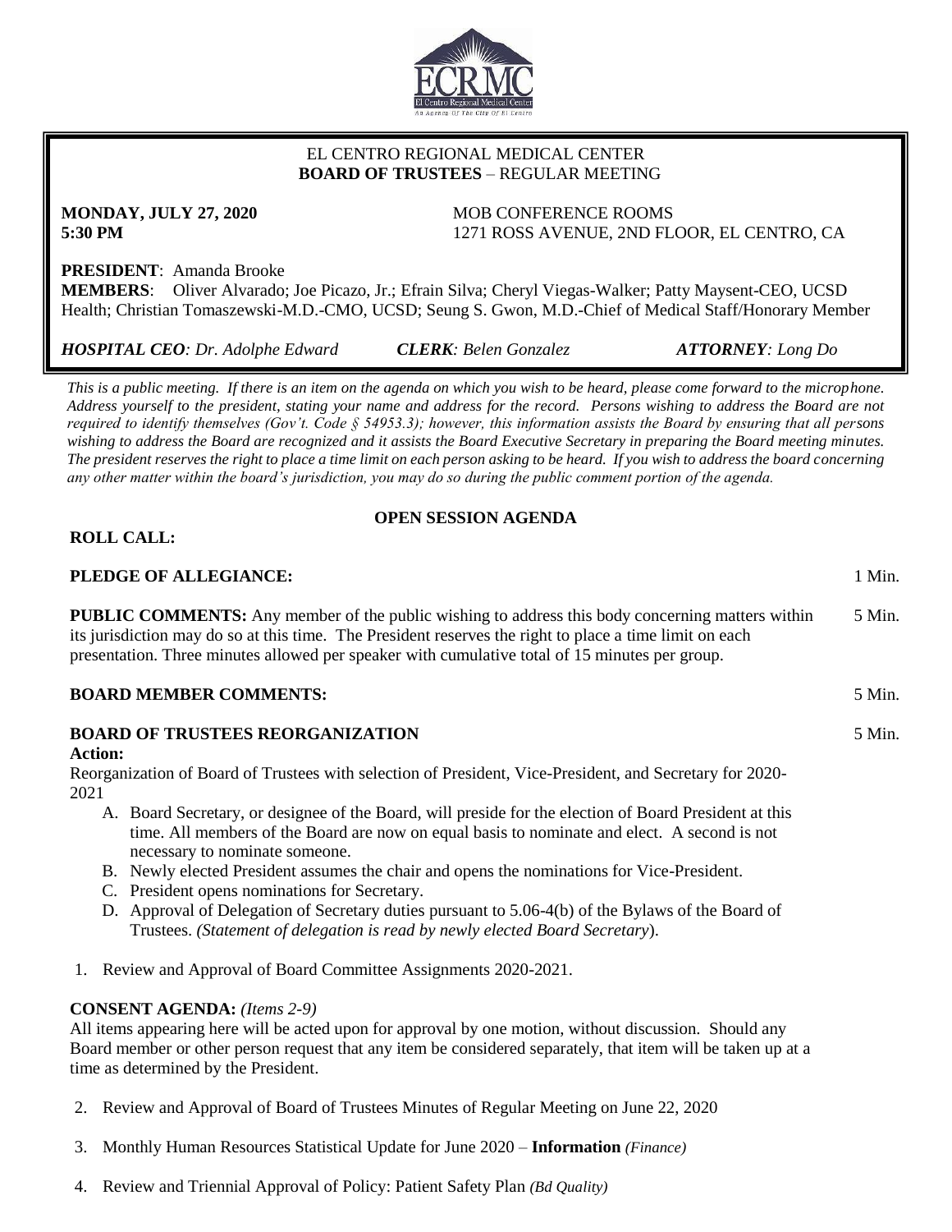EL CENTRO REGIONAL MEDICAL CENTER
**BOARD OF TRUSTEES** – REGULAR MEETING

**MONDAY, JULY 27, 2020**
**5:30 PM**

MOB CONFERENCE ROOMS
1271 ROSS AVENUE, 2ND FLOOR, EL CENTRO, CA

**PRESIDENT**: Amanda Brooke
**MEMBERS**: Oliver Alvarado; Joe Picazo, Jr.; Efrain Silva; Cheryl Viegas-Walker; Patty Maysent-CEO, UCSD Health; Christian Tomaszewski-M.D.-CMO, UCSD; Seung S. Gwon, M.D.-Chief of Medical Staff/Honorary Member

***HOSPITAL CEO**: Dr. Adolphe Edward* ***CLERK**: Belen Gonzalez* ***ATTORNEY**: Long Do*

*This is a public meeting. If there is an item on the agenda on which you wish to be heard, please come forward to the microphone. Address yourself to the president, stating your name and address for the record. Persons wishing to address the Board are not required to identify themselves (Gov't. Code § 54953.3); however, this information assists the Board by ensuring that all persons wishing to address the Board are recognized and it assists the Board Executive Secretary in preparing the Board meeting minutes. The president reserves the right to place a time limit on each person asking to be heard. If you wish to address the board concerning any other matter within the board's jurisdiction, you may do so during the public comment portion of the agenda.*

**OPEN SESSION AGENDA**

**ROLL CALL:**

**PLEDGE OF ALLEGIANCE:** 1 Min.

**PUBLIC COMMENTS:** Any member of the public wishing to address this body concerning matters within its jurisdiction may do so at this time. The President reserves the right to place a time limit on each presentation. Three minutes allowed per speaker with cumulative total of 15 minutes per group. 5 Min.

**BOARD MEMBER COMMENTS:** 5 Min.

**BOARD OF TRUSTEES REORGANIZATION** 5 Min.

**Action:**
Reorganization of Board of Trustees with selection of President, Vice-President, and Secretary for 2020-2021

A. Board Secretary, or designee of the Board, will preside for the election of Board President at this time. All members of the Board are now on equal basis to nominate and elect. A second is not necessary to nominate someone.
B. Newly elected President assumes the chair and opens the nominations for Vice-President.
C. President opens nominations for Secretary.
D. Approval of Delegation of Secretary duties pursuant to 5.06-4(b) of the Bylaws of the Board of Trustees. *(Statement of delegation is read by newly elected Board Secretary*).

1. Review and Approval of Board Committee Assignments 2020-2021.

**CONSENT AGENDA:** *(Items 2-9)*
All items appearing here will be acted upon for approval by one motion, without discussion. Should any Board member or other person request that any item be considered separately, that item will be taken up at a time as determined by the President.

2. Review and Approval of Board of Trustees Minutes of Regular Meeting on June 22, 2020
3. Monthly Human Resources Statistical Update for June 2020 – **Information** *(Finance)*
4. Review and Triennial Approval of Policy: Patient Safety Plan *(Bd Quality)*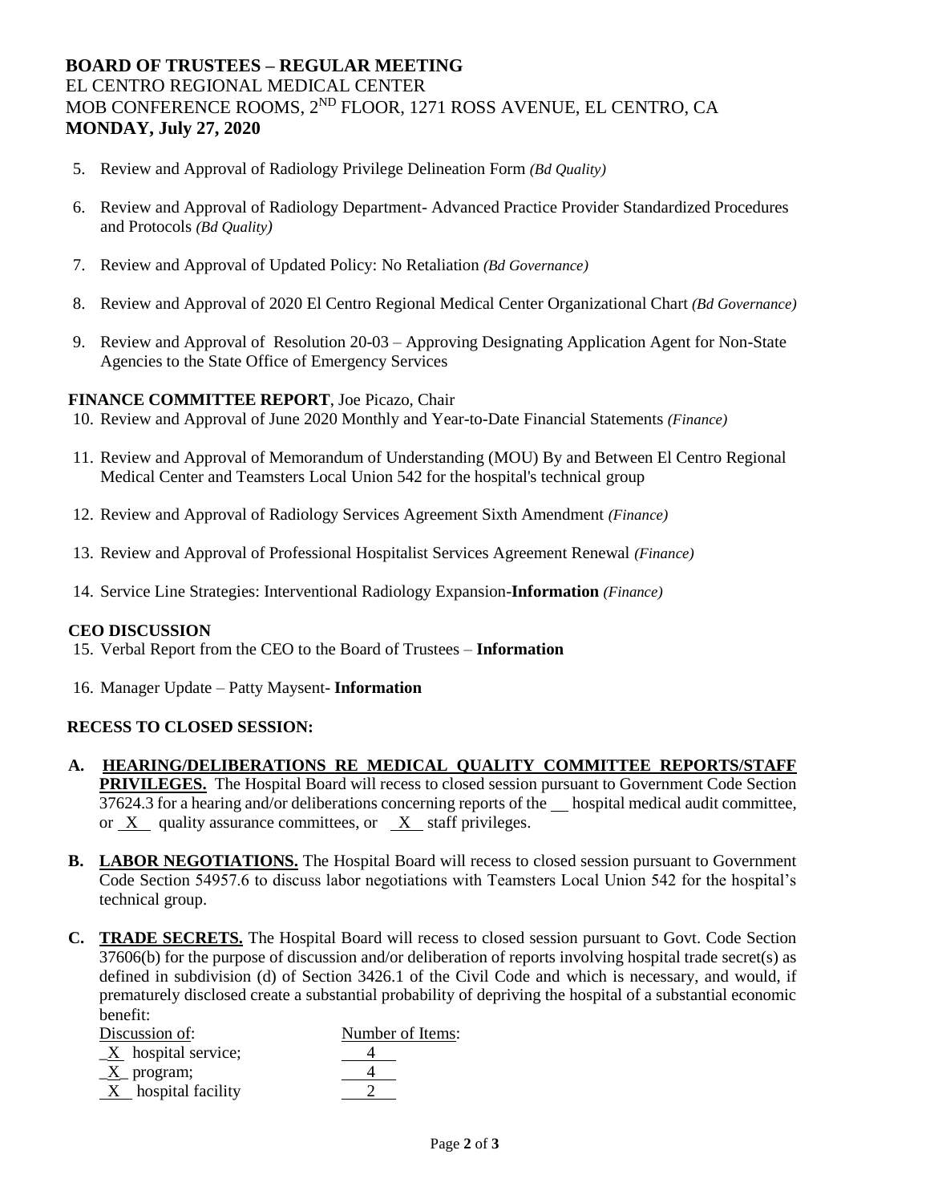**BOARD OF TRUSTEES – REGULAR MEETING**
EL CENTRO REGIONAL MEDICAL CENTER
MOB CONFERENCE ROOMS, 2ND FLOOR, 1271 ROSS AVENUE, EL CENTRO, CA
**MONDAY, July 27, 2020**

5. Review and Approval of Radiology Privilege Delineation Form *(Bd Quality)*

6. Review and Approval of Radiology Department- Advanced Practice Provider Standardized Procedures and Protocols *(Bd Quality)*

7. Review and Approval of Updated Policy: No Retaliation *(Bd Governance)*

8. Review and Approval of 2020 El Centro Regional Medical Center Organizational Chart *(Bd Governance)*

9. Review and Approval of Resolution 20-03 – Approving Designating Application Agent for Non-State Agencies to the State Office of Emergency Services

**FINANCE COMMITTEE REPORT**, Joe Picazo, Chair

10. Review and Approval of June 2020 Monthly and Year-to-Date Financial Statements *(Finance)*

11. Review and Approval of Memorandum of Understanding (MOU) By and Between El Centro Regional Medical Center and Teamsters Local Union 542 for the hospital's technical group

12. Review and Approval of Radiology Services Agreement Sixth Amendment *(Finance)*

13. Review and Approval of Professional Hospitalist Services Agreement Renewal *(Finance)*

14. Service Line Strategies: Interventional Radiology Expansion-**Information** *(Finance)*

**CEO DISCUSSION**

15. Verbal Report from the CEO to the Board of Trustees – **Information**

16. Manager Update – Patty Maysent- **Information**

**RECESS TO CLOSED SESSION:**

**A. HEARING/DELIBERATIONS RE MEDICAL QUALITY COMMITTEE REPORTS/STAFF PRIVILEGES.** The Hospital Board will recess to closed session pursuant to Government Code Section 37624.3 for a hearing and/or deliberations concerning reports of the __ hospital medical audit committee, or _X_ quality assurance committees, or _X_ staff privileges.

**B. LABOR NEGOTIATIONS.** The Hospital Board will recess to closed session pursuant to Government Code Section 54957.6 to discuss labor negotiations with Teamsters Local Union 542 for the hospital's technical group.

**C. TRADE SECRETS.** The Hospital Board will recess to closed session pursuant to Govt. Code Section 37606(b) for the purpose of discussion and/or deliberation of reports involving hospital trade secret(s) as defined in subdivision (d) of Section 3426.1 of the Civil Code and which is necessary, and would, if prematurely disclosed create a substantial probability of depriving the hospital of a substantial economic benefit:

| Discussion of: | Number of Items: |
| --- | --- |
| _X_ hospital service; | 4 |
| _X_ program; | 4 |
| _X_ hospital facility | 2 |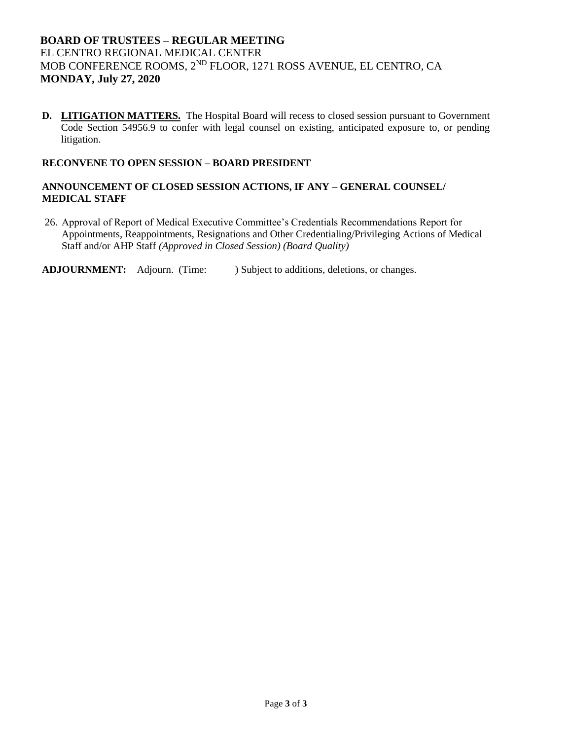**BOARD OF TRUSTEES – REGULAR MEETING**
EL CENTRO REGIONAL MEDICAL CENTER
MOB CONFERENCE ROOMS, 2ND FLOOR, 1271 ROSS AVENUE, EL CENTRO, CA
**MONDAY, July 27, 2020**

**D.** **LITIGATION MATTERS.** The Hospital Board will recess to closed session pursuant to Government Code Section 54956.9 to confer with legal counsel on existing, anticipated exposure to, or pending litigation.

**RECONVENE TO OPEN SESSION – BOARD PRESIDENT**

**ANNOUNCEMENT OF CLOSED SESSION ACTIONS, IF ANY – GENERAL COUNSEL/ MEDICAL STAFF**

26. Approval of Report of Medical Executive Committee's Credentials Recommendations Report for Appointments, Reappointments, Resignations and Other Credentialing/Privileging Actions of Medical Staff and/or AHP Staff *(Approved in Closed Session) (Board Quality)*

**ADJOURNMENT:** Adjourn. (Time: ) Subject to additions, deletions, or changes.